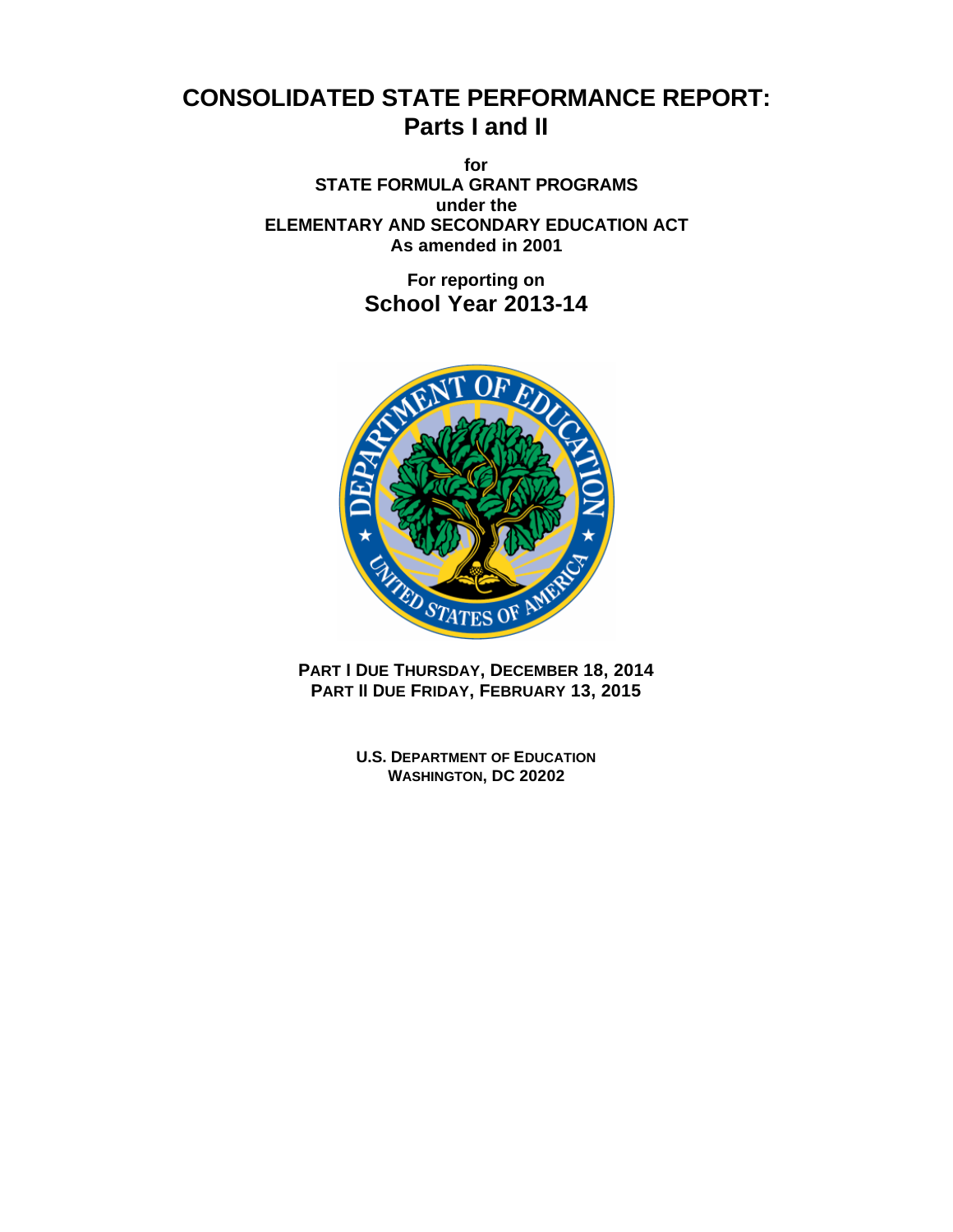# CONSOLIDATED STATE PERFORMANCE REPORT:
# Parts I and II

**for**
**STATE FORMULA GRANT PROGRAMS**
**under the**
**ELEMENTARY AND SECONDARY EDUCATION ACT**
**As amended in 2001**

**For reporting on**
## School Year 2013-14

**PART I DUE THURSDAY, DECEMBER 18, 2014**
**PART II DUE FRIDAY, FEBRUARY 13, 2015**

**U.S. DEPARTMENT OF EDUCATION**
**WASHINGTON, DC 20202**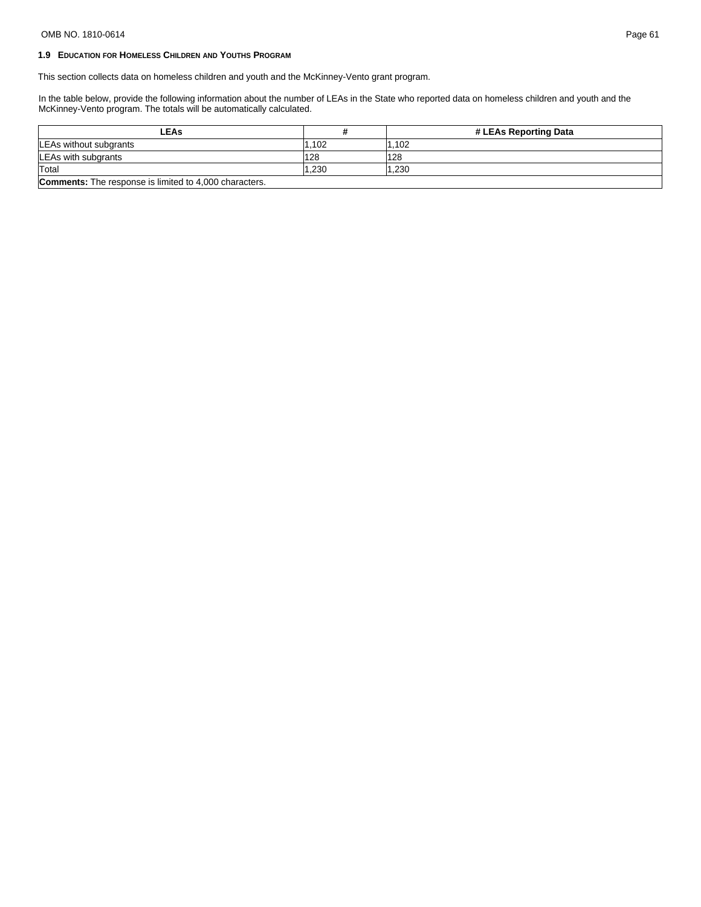### 1.9 Education for Homeless Children and Youths Program

This section collects data on homeless children and youth and the McKinney-Vento grant program.

In the table below, provide the following information about the number of LEAs in the State who reported data on homeless children and youth and the McKinney-Vento program. The totals will be automatically calculated.

| LEAs | # | # LEAs Reporting Data |
|---|---|---|
| LEAs without subgrants | 1,102 | 1,102 |
| LEAs with subgrants | 128 | 128 |
| Total | 1,230 | 1,230 |
| **Comments:** The response is limited to 4,000 characters. | | |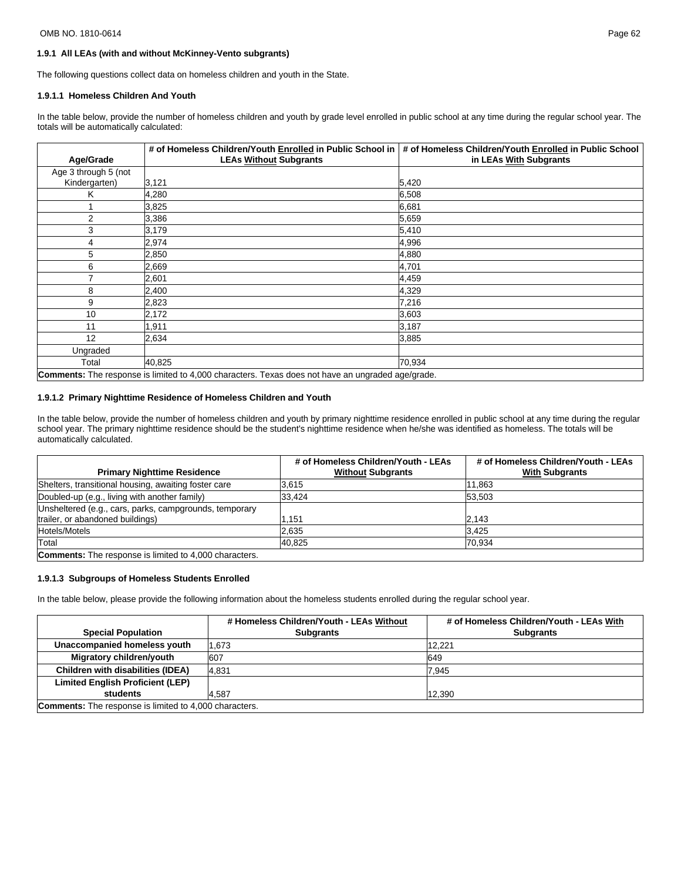### 1.9.1 All LEAs (with and without McKinney-Vento subgrants)

The following questions collect data on homeless children and youth in the State.

#### 1.9.1.1 Homeless Children And Youth

In the table below, provide the number of homeless children and youth by grade level enrolled in public school at any time during the regular school year. The totals will be automatically calculated:

| Age/Grade | # of Homeless Children/Youth Enrolled in Public School in LEAs Without Subgrants | # of Homeless Children/Youth Enrolled in Public School in LEAs With Subgrants |
|---|---|---|
| Age 3 through 5 (not Kindergarten) | 3,121 | 5,420 |
| K | 4,280 | 6,508 |
| 1 | 3,825 | 6,681 |
| 2 | 3,386 | 5,659 |
| 3 | 3,179 | 5,410 |
| 4 | 2,974 | 4,996 |
| 5 | 2,850 | 4,880 |
| 6 | 2,669 | 4,701 |
| 7 | 2,601 | 4,459 |
| 8 | 2,400 | 4,329 |
| 9 | 2,823 | 7,216 |
| 10 | 2,172 | 3,603 |
| 11 | 1,911 | 3,187 |
| 12 | 2,634 | 3,885 |
| Ungraded | | |
| Total | 40,825 | 70,934 |

**Comments:** The response is limited to 4,000 characters. Texas does not have an ungraded age/grade.

#### 1.9.1.2 Primary Nighttime Residence of Homeless Children and Youth

In the table below, provide the number of homeless children and youth by primary nighttime residence enrolled in public school at any time during the regular school year. The primary nighttime residence should be the student's nighttime residence when he/she was identified as homeless. The totals will be automatically calculated.

| Primary Nighttime Residence | # of Homeless Children/Youth - LEAs Without Subgrants | # of Homeless Children/Youth - LEAs With Subgrants |
|---|---|---|
| Shelters, transitional housing, awaiting foster care | 3,615 | 11,863 |
| Doubled-up (e.g., living with another family) | 33,424 | 53,503 |
| Unsheltered (e.g., cars, parks, campgrounds, temporary trailer, or abandoned buildings) | 1,151 | 2,143 |
| Hotels/Motels | 2,635 | 3,425 |
| Total | 40,825 | 70,934 |

**Comments:** The response is limited to 4,000 characters.

#### 1.9.1.3 Subgroups of Homeless Students Enrolled

In the table below, please provide the following information about the homeless students enrolled during the regular school year.

| Special Population | # Homeless Children/Youth - LEAs Without Subgrants | # of Homeless Children/Youth - LEAs With Subgrants |
|---|---|---|
| **Unaccompanied homeless youth** | 1,673 | 12,221 |
| **Migratory children/youth** | 607 | 649 |
| **Children with disabilities (IDEA)** | 4,831 | 7,945 |
| **Limited English Proficient (LEP) students** | 4,587 | 12,390 |

**Comments:** The response is limited to 4,000 characters.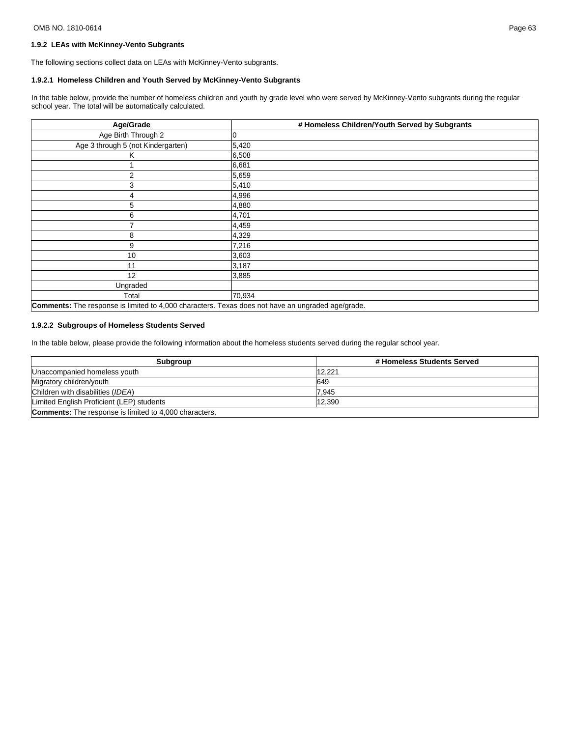### 1.9.2 LEAs with McKinney-Vento Subgrants

The following sections collect data on LEAs with McKinney-Vento subgrants.

#### 1.9.2.1 Homeless Children and Youth Served by McKinney-Vento Subgrants

In the table below, provide the number of homeless children and youth by grade level who were served by McKinney-Vento subgrants during the regular school year. The total will be automatically calculated.

| Age/Grade | # Homeless Children/Youth Served by Subgrants |
|---|---|
| Age Birth Through 2 | 0 |
| Age 3 through 5 (not Kindergarten) | 5,420 |
| K | 6,508 |
| 1 | 6,681 |
| 2 | 5,659 |
| 3 | 5,410 |
| 4 | 4,996 |
| 5 | 4,880 |
| 6 | 4,701 |
| 7 | 4,459 |
| 8 | 4,329 |
| 9 | 7,216 |
| 10 | 3,603 |
| 11 | 3,187 |
| 12 | 3,885 |
| Ungraded | |
| Total | 70,934 |

**Comments:** The response is limited to 4,000 characters. Texas does not have an ungraded age/grade.

#### 1.9.2.2 Subgroups of Homeless Students Served

In the table below, please provide the following information about the homeless students served during the regular school year.

| Subgroup | # Homeless Students Served |
|---|---|
| Unaccompanied homeless youth | 12,221 |
| Migratory children/youth | 649 |
| Children with disabilities (*IDEA*) | 7,945 |
| Limited English Proficient (LEP) students | 12,390 |

**Comments:** The response is limited to 4,000 characters.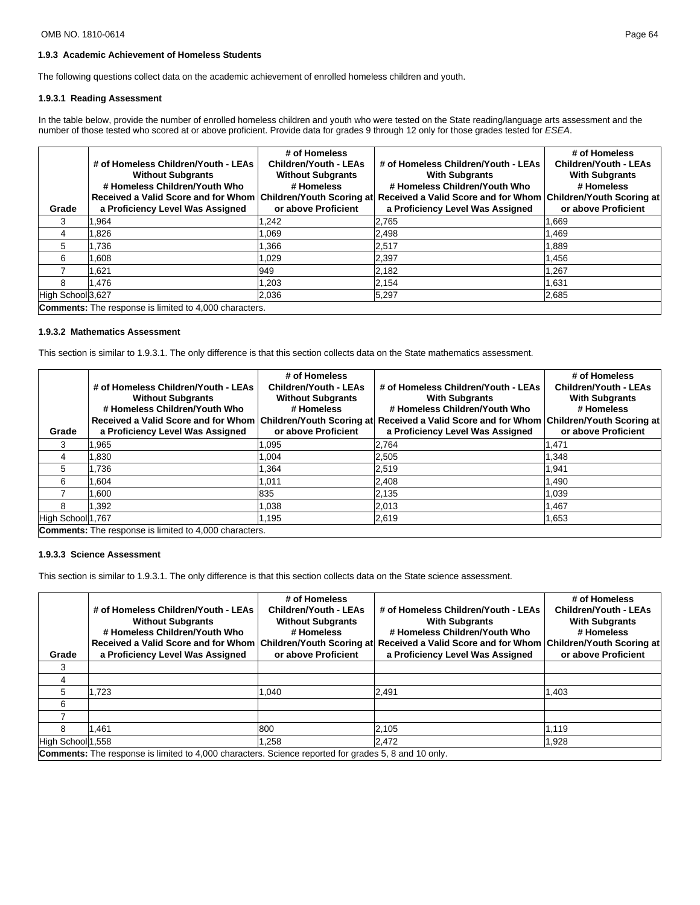### 1.9.3 Academic Achievement of Homeless Students

The following questions collect data on the academic achievement of enrolled homeless children and youth.

#### 1.9.3.1 Reading Assessment

In the table below, provide the number of enrolled homeless children and youth who were tested on the State reading/language arts assessment and the number of those tested who scored at or above proficient. Provide data for grades 9 through 12 only for those grades tested for *ESEA*.

| Grade | # of Homeless Children/Youth - LEAs Without Subgrants # Homeless Children/Youth Who Received a Valid Score and for Whom a Proficiency Level Was Assigned | # of Homeless Children/Youth - LEAs Without Subgrants # Homeless Children/Youth Scoring at or above Proficient | # of Homeless Children/Youth - LEAs With Subgrants # Homeless Children/Youth Who Received a Valid Score and for Whom a Proficiency Level Was Assigned | # of Homeless Children/Youth - LEAs With Subgrants # Homeless Children/Youth Scoring at or above Proficient |
|---|---|---|---|---|
| 3 | 1,964 | 1,242 | 2,765 | 1,669 |
| 4 | 1,826 | 1,069 | 2,498 | 1,469 |
| 5 | 1,736 | 1,366 | 2,517 | 1,889 |
| 6 | 1,608 | 1,029 | 2,397 | 1,456 |
| 7 | 1,621 | 949 | 2,182 | 1,267 |
| 8 | 1,476 | 1,203 | 2,154 | 1,631 |
| High School | 3,627 | 2,036 | 5,297 | 2,685 |
| **Comments:** The response is limited to 4,000 characters. | | | | |

#### 1.9.3.2 Mathematics Assessment

This section is similar to 1.9.3.1. The only difference is that this section collects data on the State mathematics assessment.

| Grade | # of Homeless Children/Youth - LEAs Without Subgrants # Homeless Children/Youth Who Received a Valid Score and for Whom a Proficiency Level Was Assigned | # of Homeless Children/Youth - LEAs Without Subgrants # Homeless Children/Youth Scoring at or above Proficient | # of Homeless Children/Youth - LEAs With Subgrants # Homeless Children/Youth Who Received a Valid Score and for Whom a Proficiency Level Was Assigned | # of Homeless Children/Youth - LEAs With Subgrants # Homeless Children/Youth Scoring at or above Proficient |
|---|---|---|---|---|
| 3 | 1,965 | 1,095 | 2,764 | 1,471 |
| 4 | 1,830 | 1,004 | 2,505 | 1,348 |
| 5 | 1,736 | 1,364 | 2,519 | 1,941 |
| 6 | 1,604 | 1,011 | 2,408 | 1,490 |
| 7 | 1,600 | 835 | 2,135 | 1,039 |
| 8 | 1,392 | 1,038 | 2,013 | 1,467 |
| High School | 1,767 | 1,195 | 2,619 | 1,653 |
| **Comments:** The response is limited to 4,000 characters. | | | | |

#### 1.9.3.3 Science Assessment

This section is similar to 1.9.3.1. The only difference is that this section collects data on the State science assessment.

| Grade | # of Homeless Children/Youth - LEAs Without Subgrants # Homeless Children/Youth Who Received a Valid Score and for Whom a Proficiency Level Was Assigned | # of Homeless Children/Youth - LEAs Without Subgrants # Homeless Children/Youth Scoring at or above Proficient | # of Homeless Children/Youth - LEAs With Subgrants # Homeless Children/Youth Who Received a Valid Score and for Whom a Proficiency Level Was Assigned | # of Homeless Children/Youth - LEAs With Subgrants # Homeless Children/Youth Scoring at or above Proficient |
|---|---|---|---|---|
| 3 | | | | |
| 4 | | | | |
| 5 | 1,723 | 1,040 | 2,491 | 1,403 |
| 6 | | | | |
| 7 | | | | |
| 8 | 1,461 | 800 | 2,105 | 1,119 |
| High School | 1,558 | 1,258 | 2,472 | 1,928 |
| **Comments:** The response is limited to 4,000 characters. Science reported for grades 5, 8 and 10 only. | | | | |